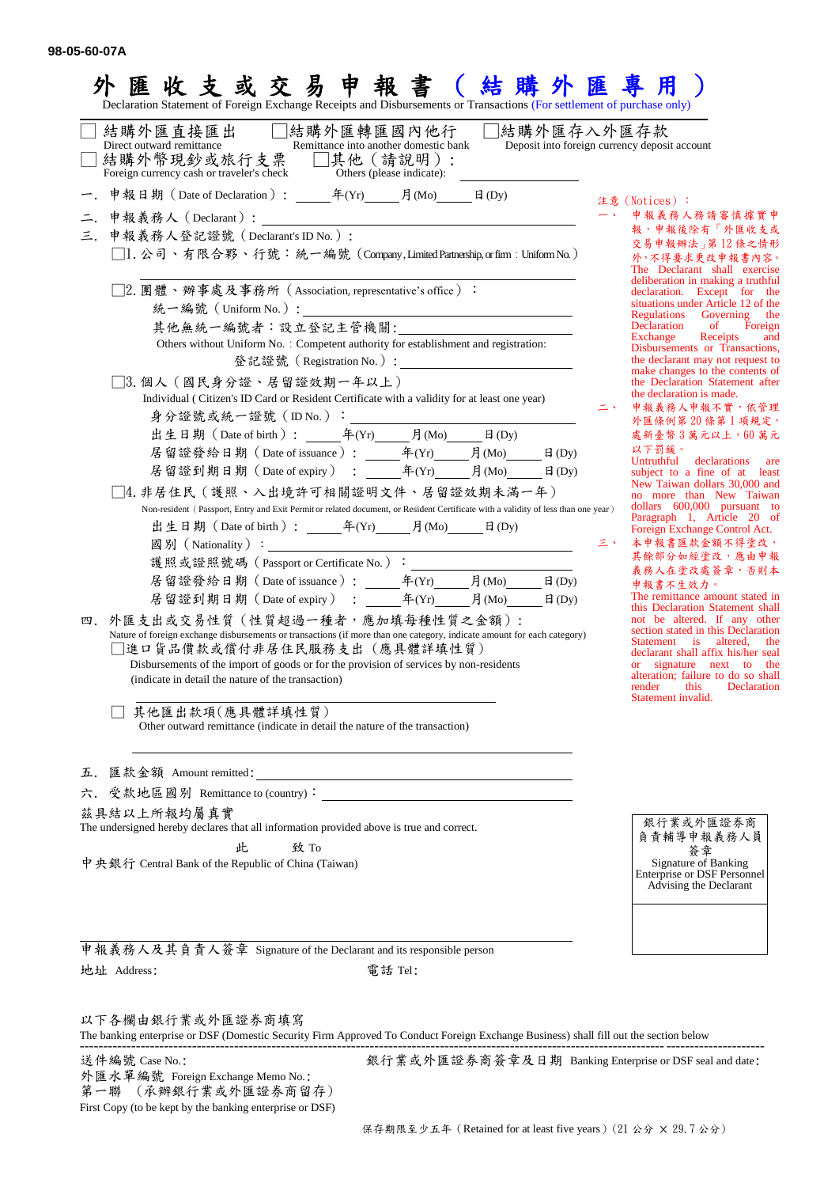98-05-60-07A

# 外匯收支或交易申報書（結購外匯專用）

Declaration Statement of Foreign Exchange Receipts and Disbursements or Transactions (For settlement of purchase only)

☐ 結購外匯直接匯出 Direct outward remittance　☐ 結購外匯轉匯國內他行 Remittance into another domestic bank　☐ 結購外匯存入外匯存款 Deposit into foreign currency deposit account

☐ 結購外幣現鈔或旅行支票 Foreign currency cash or traveler's check　☐ 其他（請說明）： Others (please indicate): ________

一. 申報日期（Date of Declaration）：______年(Yr)______月(Mo)______日(Dy)

二. 申報義務人（Declarant）：________

三. 申報義務人登記證號（Declarant's ID No.）：

☐1. 公司、有限合夥、行號：統一編號（Company, Limited Partnership, or firm：Uniform No.）

________

☐2. 團體、辦事處及事務所（Association, representative's office）：

統一編號（Uniform No.）：________

其他無統一編號者：設立登記主管機關：________

Others without Uniform No.：Competent authority for establishment and registration:

登記證號（Registration No.）：________

☐3. 個人（國民身分證、居留證效期一年以上）

Individual ( Citizen's ID Card or Resident Certificate with a validity for at least one year)

身分證號或統一證號（ID No.）：________

出生日期（Date of birth）：______年(Yr)______月(Mo)______日(Dy)

居留證發給日期（Date of issuance）：______年(Yr)______月(Mo)______日(Dy)

居留證到期日期（Date of expiry）：______年(Yr)______月(Mo)______日(Dy)

☐4. 非居住民（護照、入出境許可相關證明文件、居留證效期未滿一年）

Non-resident（Passport, Entry and Exit Permit or related document, or Resident Certificate with a validity of less than one year）

出生日期（Date of birth）：______年(Yr)______月(Mo)______日(Dy)

國別（Nationality）：________

護照或證照號碼（Passport or Certificate No.）：________

居留證發給日期（Date of issuance）：______年(Yr)______月(Mo)______日(Dy)

居留證到期日期（Date of expiry）：______年(Yr)______月(Mo)______日(Dy)

四. 外匯支出或交易性質（性質超過一種者，應加填每種性質之金額）：

Nature of foreign exchange disbursements or transactions (if more than one category, indicate amount for each category)

☐ 進口貨品價款或償付非居住民服務支出（應具體詳填性質）

Disbursements of the import of goods or for the provision of services by non-residents (indicate in detail the nature of the transaction)

________

☐ 其他匯出款項(應具體詳填性質)

Other outward remittance (indicate in detail the nature of the transaction)

________

五. 匯款金額 Amount remitted：________

六. 受款地區國別 Remittance to (country)：________

茲具結以上所報均屬真實

The undersigned hereby declares that all information provided above is true and correct.

此　致 To

中央銀行 Central Bank of the Republic of China (Taiwan)

________

申報義務人及其負責人簽章 Signature of the Declarant and its responsible person

地址 Address：　　　　電話 Tel：

注意（Notices）：

一、申報義務人務請審慎據實申報，申報後除有「外匯收支或交易申報辦法」第12條之情形外，不得要求更改申報書內容。
The Declarant shall exercise deliberation in making a truthful declaration. Except for the situations under Article 12 of the Regulations Governing the Declaration of Foreign Exchange Receipts and Disbursements or Transactions, the declarant may not request to make changes to the contents of the Declaration Statement after the declaration is made.

二、申報義務人申報不實，依管理外匯條例第20條第1項規定，處新臺幣3萬元以上，60萬元以下罰鍰。
Untruthful declarations are subject to a fine of at least New Taiwan dollars 30,000 and no more than New Taiwan dollars 600,000 pursuant to Paragraph 1, Article 20 of Foreign Exchange Control Act.

三、本申報書匯款金額不得塗改，其餘部分如經塗改，應由申報義務人在塗改處簽章，否則本申報書不生效力。
The remittance amount stated in this Declaration Statement shall not be altered. If any other section stated in this Declaration Statement is altered, the declarant shall affix his/her seal or signature next to the alteration; failure to do so shall render this Declaration Statement invalid.

| 銀行業或外匯證券商負責輔導申報義務人員簽章 Signature of Banking Enterprise or DSF Personnel Advising the Declarant |
| --- |
| |

以下各欄由銀行業或外匯證券商填寫

The banking enterprise or DSF (Domestic Security Firm Approved To Conduct Foreign Exchange Business) shall fill out the section below

送件編號 Case No.：　　　　銀行業或外匯證券商簽章及日期 Banking Enterprise or DSF seal and date：

外匯水單編號 Foreign Exchange Memo No.：

第一聯（承辦銀行業或外匯證券商留存）

First Copy (to be kept by the banking enterprise or DSF)

保存期限至少五年（Retained for at least five years）(21公分 × 29.7公分)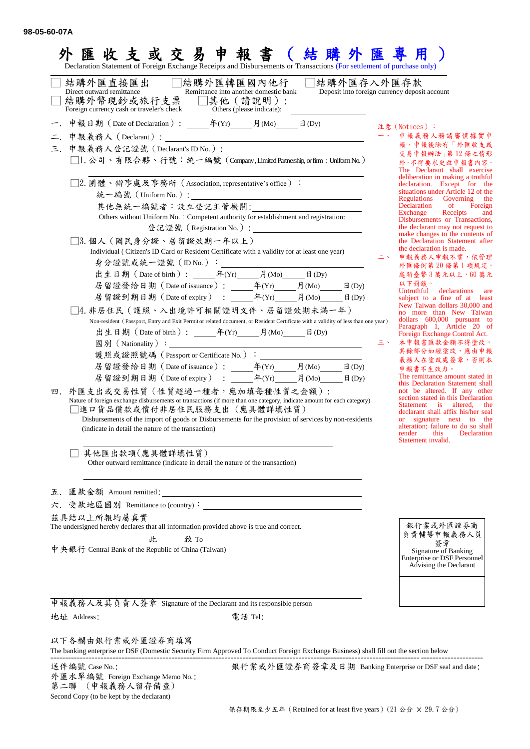98-05-60-07A

# 外匯收支或交易申報書（結購外匯專用）

Declaration Statement of Foreign Exchange Receipts and Disbursements or Transactions (For settlement of purchase only)

☐ 結購外匯直接匯出 Direct outward remittance　☐結購外匯轉匯國內他行 Remittance into another domestic bank　☐結購外匯存入外匯存款 Deposit into foreign currency deposit account

☐ 結購外幣現鈔或旅行支票 Foreign currency cash or traveler's check　☐其他（請說明）：Others (please indicate): ________

一. 申報日期（Date of Declaration）：_____年(Yr)_____月(Mo)_____日(Dy)

二. 申報義務人（Declarant）：________

三. 申報義務人登記證號（Declarant's ID No.）：

☐1. 公司、有限合夥、行號：統一編號（Company, Limited Partnership, or firm：Uniform No.）

________

☐2. 團體、辦事處及事務所（Association, representative's office）：

統一編號（Uniform No.）：________

其他無統一編號者：設立登記主管機關：________

Others without Uniform No.：Competent authority for establishment and registration:

登記證號（Registration No.）：________

☐3. 個人（國民身分證、居留證效期一年以上）

Individual ( Citizen's ID Card or Resident Certificate with a validity for at least one year)

身分證號或統一證號（ID No.）：________

出生日期（Date of birth）：_____年(Yr)_____月(Mo)_____日(Dy)

居留證發給日期（Date of issuance）：_____年(Yr)_____月(Mo)_____日(Dy)

居留證到期日期（Date of expiry）：_____年(Yr)_____月(Mo)_____日(Dy)

☐4. 非居住民（護照、入出境許可相關證明文件、居留證效期未滿一年）

Non-resident（Passport, Entry and Exit Permit or related document, or Resident Certificate with a validity of less than one year）

出生日期（Date of birth）：_____年(Yr)_____月(Mo)_____日(Dy)

國別（Nationality）：________

護照或證照號碼（Passport or Certificate No.）：________

居留證發給日期（Date of issuance）：_____年(Yr)_____月(Mo)_____日(Dy)

居留證到期日期（Date of expiry）：_____年(Yr)_____月(Mo)_____日(Dy)

四. 外匯支出或交易性質（性質超過一種者，應加填每種性質之金額）：

Nature of foreign exchange disbursements or transactions (if more than one category, indicate amount for each category)

☐進口貨品價款或償付非居住民服務支出（應具體詳填性質）

Disbursements of the import of goods or Disbursements for the provision of services by non-residents (indicate in detail the nature of the transaction)

________

☐ 其他匯出款項(應具體詳填性質)

Other outward remittance (indicate in detail the nature of the transaction)

________

五. 匯款金額 Amount remitted：________

六. 受款地區國別 Remittance to (country)：________

茲具結以上所報均屬真實

The undersigned hereby declares that all information provided above is true and correct.

此　致 To

中央銀行 Central Bank of the Republic of China (Taiwan)

________

申報義務人及其負責人簽章 Signature of the Declarant and its responsible person

地址 Address：　　　　電話 Tel：

注意（Notices）：

一、申報義務人務請審慎據實申報，申報後除有「外匯收支或交易申報辦法」第12條之情形外，不得要求更改申報書內容。
The Declarant shall exercise deliberation in making a truthful declaration. Except for the situations under Article 12 of the Regulations Governing the Declaration of Foreign Exchange Receipts and Disbursements or Transactions, the declarant may not request to make changes to the contents of the Declaration Statement after the declaration is made.

二、申報義務人申報不實，依管理外匯條例第20條第1項規定，處新臺幣3萬元以上，60萬元以下罰鍰。
Untruthful declarations are subject to a fine of at least New Taiwan dollars 30,000 and no more than New Taiwan dollars 600,000 pursuant to Paragraph 1, Article 20 of Foreign Exchange Control Act.

三、本申報書匯款金額不得塗改，其餘部分如經塗改，應由申報義務人在塗改處簽章，否則本申報書不生效力。
The remittance amount stated in this Declaration Statement shall not be altered. If any other section stated in this Declaration Statement is altered, the declarant shall affix his/her seal or signature next to the alteration; failure to do so shall render this Declaration Statement invalid.

| 銀行業或外匯證券商負責輔導申報義務人員簽章 Signature of Banking Enterprise or DSF Personnel Advising the Declarant |
|---|
| |

以下各欄由銀行業或外匯證券商填寫

The banking enterprise or DSF (Domestic Security Firm Approved To Conduct Foreign Exchange Business) shall fill out the section below

送件編號 Case No.：　　　　銀行業或外匯證券商簽章及日期 Banking Enterprise or DSF seal and date：

外匯水單編號 Foreign Exchange Memo No.：

第二聯（申報義務人留存備查）

Second Copy (to be kept by the declarant)

保存期限至少五年（Retained for at least five years）（21公分 × 29.7公分）